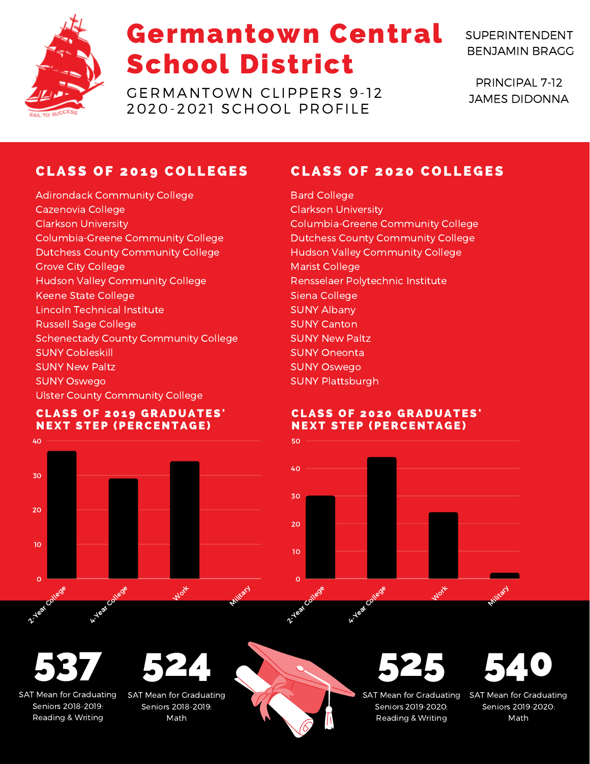# Germantown Central School District

GERMANTOWN CLIPPERS 9-12
2020-2021 SCHOOL PROFILE

SUPERINTENDENT
BENJAMIN BRAGG

PRINCIPAL 7-12
JAMES DIDONNA

## CLASS OF 2019 COLLEGES

- Adirondack Community College
- Cazenovia College
- Clarkson University
- Columbia-Greene Community College
- Dutchess County Community College
- Grove City College
- Hudson Valley Community College
- Keene State College
- Lincoln Technical Institute
- Russell Sage College
- Schenectady County Community College
- SUNY Cobleskill
- SUNY New Paltz
- SUNY Oswego
- Ulster County Community College

## CLASS OF 2020 COLLEGES

- Bard College
- Clarkson University
- Columbia-Greene Community College
- Dutchess County Community College
- Hudson Valley Community College
- Marist College
- Rensselaer Polytechnic Institute
- Siena College
- SUNY Albany
- SUNY Canton
- SUNY New Paltz
- SUNY Oneonta
- SUNY Oswego
- SUNY Plattsburgh

## CLASS OF 2019 GRADUATES' NEXT STEP (PERCENTAGE)

| Next Step | Percentage (approx.) |
|---|---|
| 2-Year College | 37 |
| 4-Year College | 29 |
| Work | 34 |
| Military | 0 |

## CLASS OF 2020 GRADUATES' NEXT STEP (PERCENTAGE)

| Next Step | Percentage (approx.) |
|---|---|
| 2-Year College | 30 |
| 4-Year College | 44 |
| Work | 24 |
| Military | 2 |

**537**
SAT Mean for Graduating Seniors 2018-2019: Reading & Writing

**524**
SAT Mean for Graduating Seniors 2018-2019: Math

**525**
SAT Mean for Graduating Seniors 2019-2020: Reading & Writing

**540**
SAT Mean for Graduating Seniors 2019-2020: Math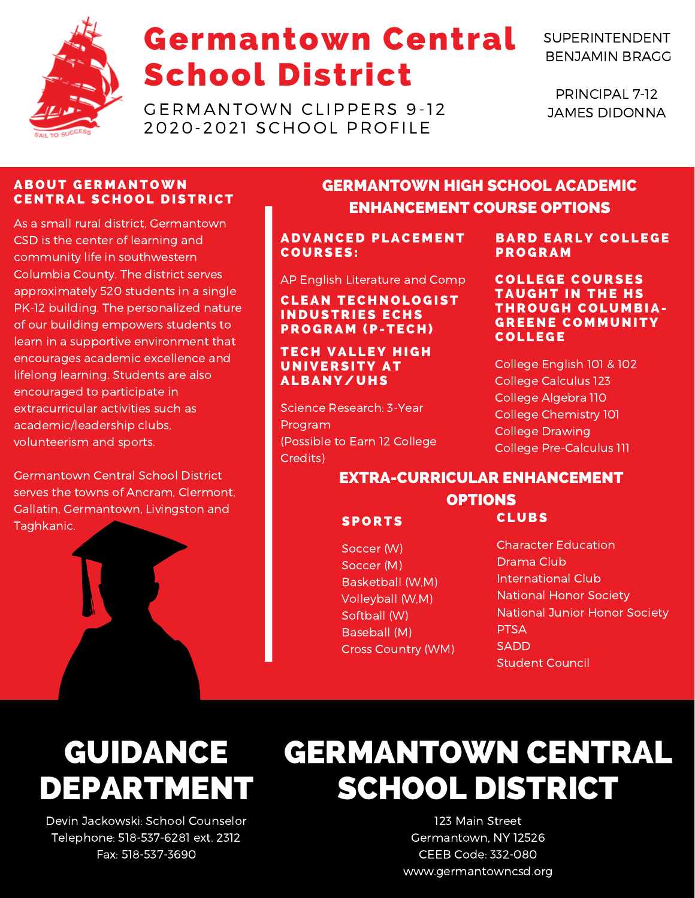# Germantown Central School District

GERMANTOWN CLIPPERS 9-12
2020-2021 SCHOOL PROFILE

SUPERINTENDENT
BENJAMIN BRAGG

PRINCIPAL 7-12
JAMES DIDONNA

## ABOUT GERMANTOWN CENTRAL SCHOOL DISTRICT

As a small rural district, Germantown CSD is the center of learning and community life in southwestern Columbia County. The district serves approximately 520 students in a single PK-12 building. The personalized nature of our building empowers students to learn in a supportive environment that encourages academic excellence and lifelong learning. Students are also encouraged to participate in extracurricular activities such as academic/leadership clubs, volunteerism and sports.

Germantown Central School District serves the towns of Ancram, Clermont, Gallatin, Germantown, Livingston and Taghkanic.

## GERMANTOWN HIGH SCHOOL ACADEMIC ENHANCEMENT COURSE OPTIONS

### ADVANCED PLACEMENT COURSES:

AP English Literature and Comp

### CLEAN TECHNOLOGIST INDUSTRIES ECHS PROGRAM (P-TECH)

### TECH VALLEY HIGH UNIVERSITY AT ALBANY/UHS

Science Research: 3-Year Program
(Possible to Earn 12 College Credits)

### BARD EARLY COLLEGE PROGRAM

### COLLEGE COURSES TAUGHT IN THE HS THROUGH COLUMBIA-GREENE COMMUNITY COLLEGE

- College English 101 & 102
- College Calculus 123
- College Algebra 110
- College Chemistry 101
- College Drawing
- College Pre-Calculus 111

## EXTRA-CURRICULAR ENHANCEMENT OPTIONS

### SPORTS

- Soccer (W)
- Soccer (M)
- Basketball (W,M)
- Volleyball (W,M)
- Softball (W)
- Baseball (M)
- Cross Country (WM)

### CLUBS

- Character Education
- Drama Club
- International Club
- National Honor Society
- National Junior Honor Society
- PTSA
- SADD
- Student Council

## GUIDANCE DEPARTMENT

Devin Jackowski: School Counselor
Telephone: 518-537-6281 ext. 2312
Fax: 518-537-3690

## GERMANTOWN CENTRAL SCHOOL DISTRICT

123 Main Street
Germantown, NY 12526
CEEB Code: 332-080
www.germantowncsd.org